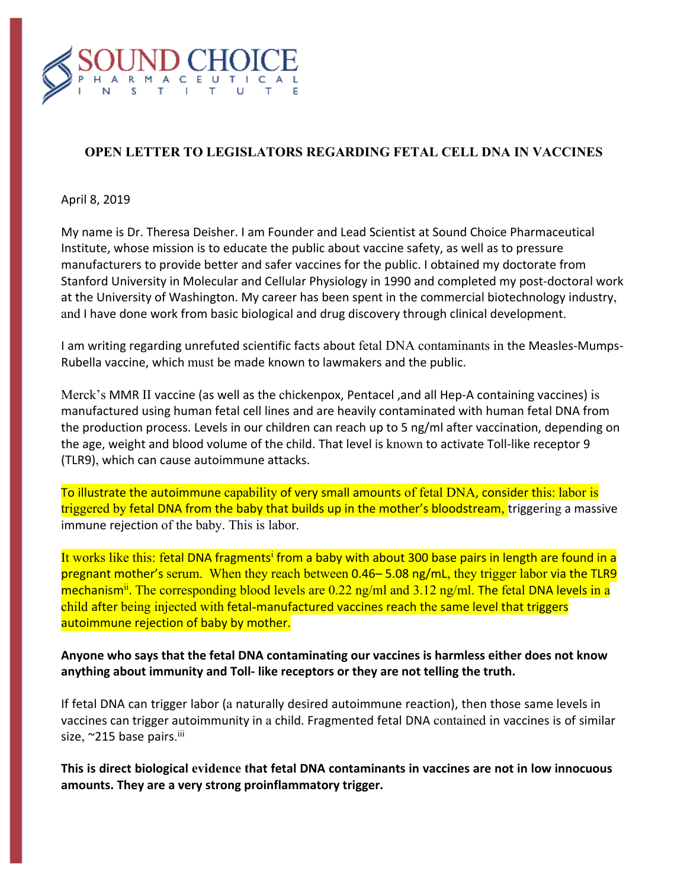SOUND CHOICE
PHARMACEUTICAL
INSTITUTE

## OPEN LETTER TO LEGISLATORS REGARDING FETAL CELL DNA IN VACCINES

April 8, 2019

My name is Dr. Theresa Deisher. I am Founder and Lead Scientist at Sound Choice Pharmaceutical Institute, whose mission is to educate the public about vaccine safety, as well as to pressure manufacturers to provide better and safer vaccines for the public. I obtained my doctorate from Stanford University in Molecular and Cellular Physiology in 1990 and completed my post-doctoral work at the University of Washington. My career has been spent in the commercial biotechnology industry, and I have done work from basic biological and drug discovery through clinical development.

I am writing regarding unrefuted scientific facts about fetal DNA contaminants in the Measles-Mumps-Rubella vaccine, which must be made known to lawmakers and the public.

Merck's MMR II vaccine (as well as the chickenpox, Pentacel ,and all Hep-A containing vaccines) is manufactured using human fetal cell lines and are heavily contaminated with human fetal DNA from the production process. Levels in our children can reach up to 5 ng/ml after vaccination, depending on the age, weight and blood volume of the child. That level is known to activate Toll-like receptor 9 (TLR9), which can cause autoimmune attacks.

To illustrate the autoimmune capability of very small amounts of fetal DNA, consider this: labor is triggered by fetal DNA from the baby that builds up in the mother's bloodstream, triggering a massive immune rejection of the baby. This is labor.

It works like this: fetal DNA fragments[i] from a baby with about 300 base pairs in length are found in a pregnant mother's serum. When they reach between 0.46– 5.08 ng/mL, they trigger labor via the TLR9 mechanism[ii]. The corresponding blood levels are 0.22 ng/ml and 3.12 ng/ml. The fetal DNA levels in a child after being injected with fetal-manufactured vaccines reach the same level that triggers autoimmune rejection of baby by mother.

**Anyone who says that the fetal DNA contaminating our vaccines is harmless either does not know anything about immunity and Toll- like receptors or they are not telling the truth.**

If fetal DNA can trigger labor (a naturally desired autoimmune reaction), then those same levels in vaccines can trigger autoimmunity in a child. Fragmented fetal DNA contained in vaccines is of similar size, ~215 base pairs.[iii]

**This is direct biological evidence that fetal DNA contaminants in vaccines are not in low innocuous amounts. They are a very strong proinflammatory trigger.**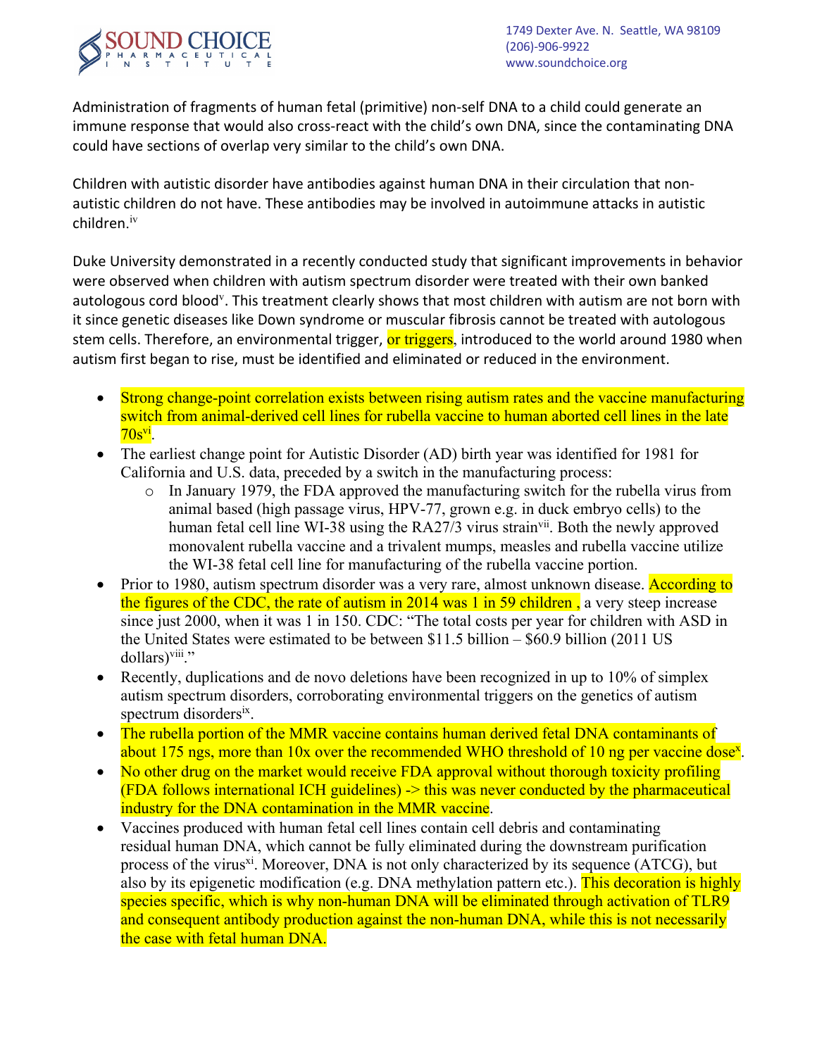Administration of fragments of human fetal (primitive) non-self DNA to a child could generate an immune response that would also cross-react with the child's own DNA, since the contaminating DNA could have sections of overlap very similar to the child's own DNA.

Children with autistic disorder have antibodies against human DNA in their circulation that non-autistic children do not have. These antibodies may be involved in autoimmune attacks in autistic children.[iv]

Duke University demonstrated in a recently conducted study that significant improvements in behavior were observed when children with autism spectrum disorder were treated with their own banked autologous cord blood[v]. This treatment clearly shows that most children with autism are not born with it since genetic diseases like Down syndrome or muscular fibrosis cannot be treated with autologous stem cells. Therefore, an environmental trigger, or triggers, introduced to the world around 1980 when autism first began to rise, must be identified and eliminated or reduced in the environment.

- Strong change-point correlation exists between rising autism rates and the vaccine manufacturing switch from animal-derived cell lines for rubella vaccine to human aborted cell lines in the late 70s[vi].
- The earliest change point for Autistic Disorder (AD) birth year was identified for 1981 for California and U.S. data, preceded by a switch in the manufacturing process:
  - In January 1979, the FDA approved the manufacturing switch for the rubella virus from animal based (high passage virus, HPV-77, grown e.g. in duck embryo cells) to the human fetal cell line WI-38 using the RA27/3 virus strain[vii]. Both the newly approved monovalent rubella vaccine and a trivalent mumps, measles and rubella vaccine utilize the WI-38 fetal cell line for manufacturing of the rubella vaccine portion.
- Prior to 1980, autism spectrum disorder was a very rare, almost unknown disease. According to the figures of the CDC, the rate of autism in 2014 was 1 in 59 children , a very steep increase since just 2000, when it was 1 in 150. CDC: "The total costs per year for children with ASD in the United States were estimated to be between $11.5 billion – $60.9 billion (2011 US dollars)[viii]."
- Recently, duplications and de novo deletions have been recognized in up to 10% of simplex autism spectrum disorders, corroborating environmental triggers on the genetics of autism spectrum disorders[ix].
- The rubella portion of the MMR vaccine contains human derived fetal DNA contaminants of about 175 ngs, more than 10x over the recommended WHO threshold of 10 ng per vaccine dose[x].
- No other drug on the market would receive FDA approval without thorough toxicity profiling (FDA follows international ICH guidelines) -> this was never conducted by the pharmaceutical industry for the DNA contamination in the MMR vaccine.
- Vaccines produced with human fetal cell lines contain cell debris and contaminating residual human DNA, which cannot be fully eliminated during the downstream purification process of the virus[xi]. Moreover, DNA is not only characterized by its sequence (ATCG), but also by its epigenetic modification (e.g. DNA methylation pattern etc.). This decoration is highly species specific, which is why non-human DNA will be eliminated through activation of TLR9 and consequent antibody production against the non-human DNA, while this is not necessarily the case with fetal human DNA.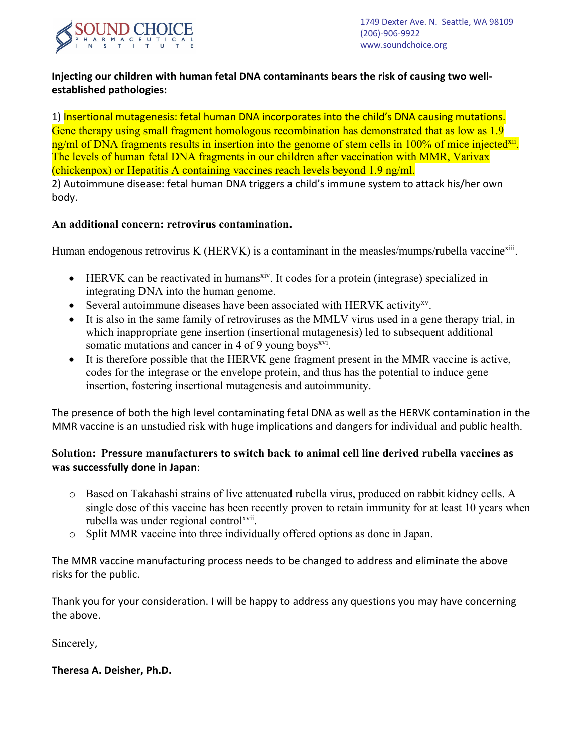**Injecting our children with human fetal DNA contaminants bears the risk of causing two well-established pathologies:**

1) Insertional mutagenesis: fetal human DNA incorporates into the child's DNA causing mutations. Gene therapy using small fragment homologous recombination has demonstrated that as low as 1.9 ng/ml of DNA fragments results in insertion into the genome of stem cells in 100% of mice injected[xii]. The levels of human fetal DNA fragments in our children after vaccination with MMR, Varivax (chickenpox) or Hepatitis A containing vaccines reach levels beyond 1.9 ng/ml.

2) Autoimmune disease: fetal human DNA triggers a child's immune system to attack his/her own body.

**An additional concern: retrovirus contamination.**

Human endogenous retrovirus K (HERVK) is a contaminant in the measles/mumps/rubella vaccine[xiii].

- HERVK can be reactivated in humans[xiv]. It codes for a protein (integrase) specialized in integrating DNA into the human genome.
- Several autoimmune diseases have been associated with HERVK activity[xv].
- It is also in the same family of retroviruses as the MMLV virus used in a gene therapy trial, in which inappropriate gene insertion (insertional mutagenesis) led to subsequent additional somatic mutations and cancer in 4 of 9 young boys[xvi].
- It is therefore possible that the HERVK gene fragment present in the MMR vaccine is active, codes for the integrase or the envelope protein, and thus has the potential to induce gene insertion, fostering insertional mutagenesis and autoimmunity.

The presence of both the high level contaminating fetal DNA as well as the HERVK contamination in the MMR vaccine is an unstudied risk with huge implications and dangers for individual and public health.

**Solution: Pressure manufacturers to switch back to animal cell line derived rubella vaccines as was successfully done in Japan**:

- Based on Takahashi strains of live attenuated rubella virus, produced on rabbit kidney cells. A single dose of this vaccine has been recently proven to retain immunity for at least 10 years when rubella was under regional control[xvii].
- Split MMR vaccine into three individually offered options as done in Japan.

The MMR vaccine manufacturing process needs to be changed to address and eliminate the above risks for the public.

Thank you for your consideration. I will be happy to address any questions you may have concerning the above.

Sincerely,

**Theresa A. Deisher, Ph.D.**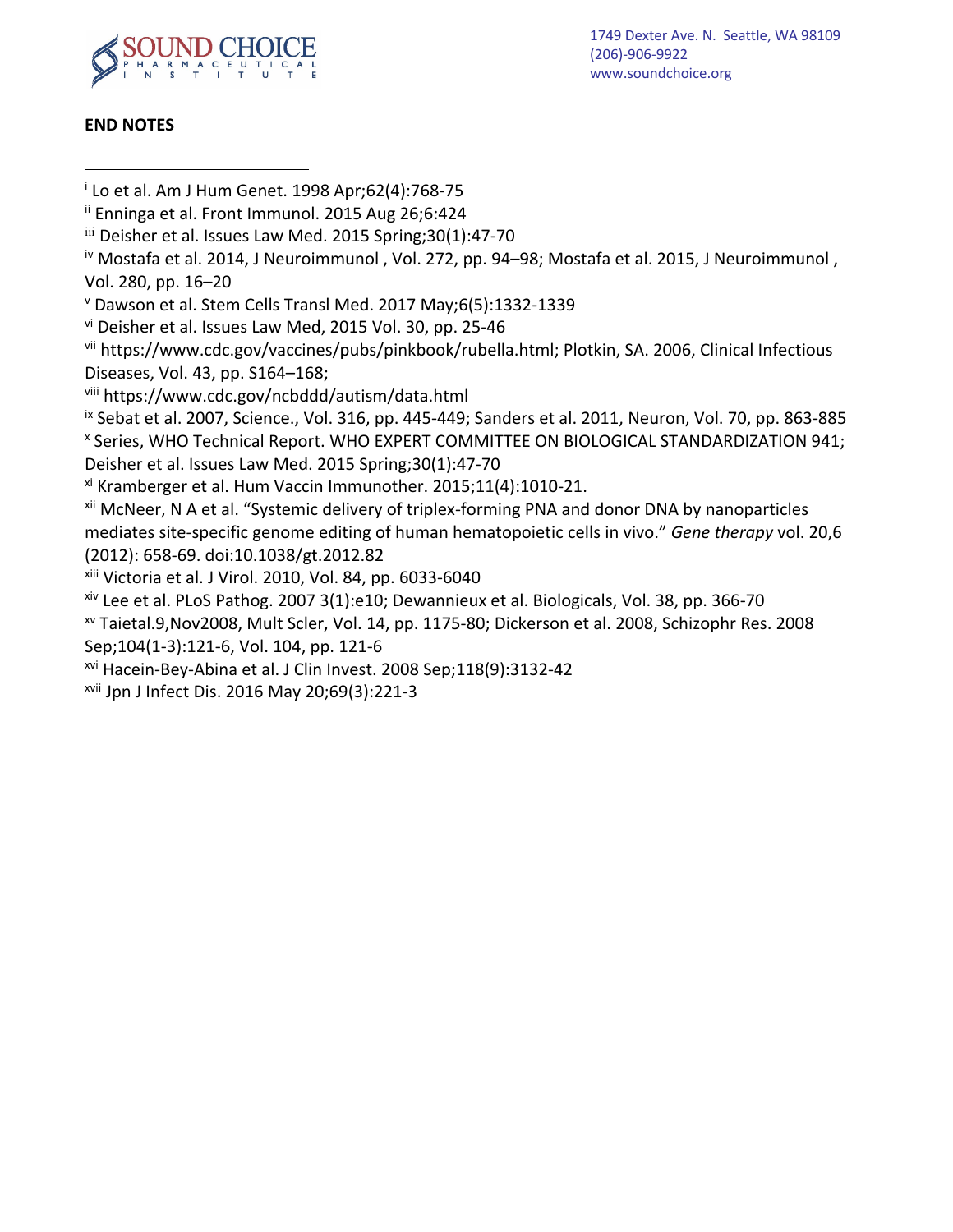**END NOTES**

[i] Lo et al. Am J Hum Genet. 1998 Apr;62(4):768-75

[ii] Enninga et al. Front Immunol. 2015 Aug 26;6:424

[iii] Deisher et al. Issues Law Med. 2015 Spring;30(1):47-70

[iv] Mostafa et al. 2014, J Neuroimmunol , Vol. 272, pp. 94–98; Mostafa et al. 2015, J Neuroimmunol , Vol. 280, pp. 16–20

[v] Dawson et al. Stem Cells Transl Med. 2017 May;6(5):1332-1339

[vi] Deisher et al. Issues Law Med, 2015 Vol. 30, pp. 25-46

[vii] https://www.cdc.gov/vaccines/pubs/pinkbook/rubella.html; Plotkin, SA. 2006, Clinical Infectious Diseases, Vol. 43, pp. S164–168;

[viii] https://www.cdc.gov/ncbddd/autism/data.html

[ix] Sebat et al. 2007, Science., Vol. 316, pp. 445-449; Sanders et al. 2011, Neuron, Vol. 70, pp. 863-885

[x] Series, WHO Technical Report. WHO EXPERT COMMITTEE ON BIOLOGICAL STANDARDIZATION 941; Deisher et al. Issues Law Med. 2015 Spring;30(1):47-70

[xi] Kramberger et al. Hum Vaccin Immunother. 2015;11(4):1010-21.

[xii] McNeer, N A et al. "Systemic delivery of triplex-forming PNA and donor DNA by nanoparticles mediates site-specific genome editing of human hematopoietic cells in vivo." *Gene therapy* vol. 20,6 (2012): 658-69. doi:10.1038/gt.2012.82

[xiii] Victoria et al. J Virol. 2010, Vol. 84, pp. 6033-6040

[xiv] Lee et al. PLoS Pathog. 2007 3(1):e10; Dewannieux et al. Biologicals, Vol. 38, pp. 366-70

[xv] Taietal.9,Nov2008, Mult Scler, Vol. 14, pp. 1175-80; Dickerson et al. 2008, Schizophr Res. 2008 Sep;104(1-3):121-6, Vol. 104, pp. 121-6

[xvi] Hacein-Bey-Abina et al. J Clin Invest. 2008 Sep;118(9):3132-42

[xvii] Jpn J Infect Dis. 2016 May 20;69(3):221-3